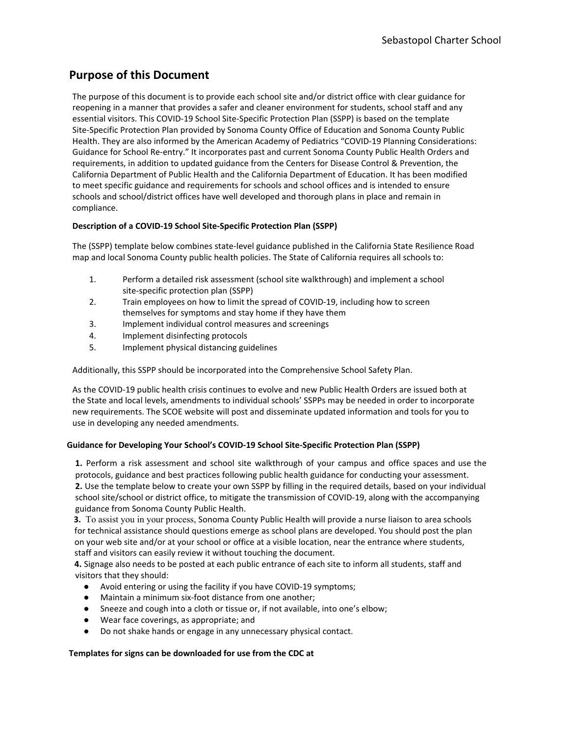# Purpose of this Document

The purpose of this document is to provide each school site and/or district office with clear guidance for reopening in a manner that provides a safer and cleaner environment for students, school staff and any essential visitors. This COVID-19 School Site-Specific Protection Plan (SSPP) is based on the template Site-Specific Protection Plan provided by Sonoma County Office of Education and Sonoma County Public Health. They are also informed by the American Academy of Pediatrics "COVID-19 Planning Considerations: Guidance for School Re-entry." It incorporates past and current Sonoma County Public Health Orders and requirements, in addition to updated guidance from the Centers for Disease Control & Prevention, the California Department of Public Health and the California Department of Education. It has been modified to meet specific guidance and requirements for schools and school offices and is intended to ensure schools and school/district offices have well developed and thorough plans in place and remain in compliance.

**Description of a COVID-19 School Site-Specific Protection Plan (SSPP)**

The (SSPP) template below combines state-level guidance published in the California State Resilience Road map and local Sonoma County public health policies. The State of California requires all schools to:

1. Perform a detailed risk assessment (school site walkthrough) and implement a school site-specific protection plan (SSPP)
2. Train employees on how to limit the spread of COVID-19, including how to screen themselves for symptoms and stay home if they have them
3. Implement individual control measures and screenings
4. Implement disinfecting protocols
5. Implement physical distancing guidelines

Additionally, this SSPP should be incorporated into the Comprehensive School Safety Plan.

As the COVID-19 public health crisis continues to evolve and new Public Health Orders are issued both at the State and local levels, amendments to individual schools' SSPPs may be needed in order to incorporate new requirements. The SCOE website will post and disseminate updated information and tools for you to use in developing any needed amendments.

**Guidance for Developing Your School's COVID-19 School Site-Specific Protection Plan (SSPP)**

**1.** Perform a risk assessment and school site walkthrough of your campus and office spaces and use the protocols, guidance and best practices following public health guidance for conducting your assessment.
**2.** Use the template below to create your own SSPP by filling in the required details, based on your individual school site/school or district office, to mitigate the transmission of COVID-19, along with the accompanying guidance from Sonoma County Public Health.
**3.** To assist you in your process, Sonoma County Public Health will provide a nurse liaison to area schools for technical assistance should questions emerge as school plans are developed. You should post the plan on your web site and/or at your school or office at a visible location, near the entrance where students, staff and visitors can easily review it without touching the document.
**4.** Signage also needs to be posted at each public entrance of each site to inform all students, staff and visitors that they should:

- Avoid entering or using the facility if you have COVID-19 symptoms;
- Maintain a minimum six-foot distance from one another;
- Sneeze and cough into a cloth or tissue or, if not available, into one's elbow;
- Wear face coverings, as appropriate; and
- Do not shake hands or engage in any unnecessary physical contact.

**Templates for signs can be downloaded for use from the CDC at**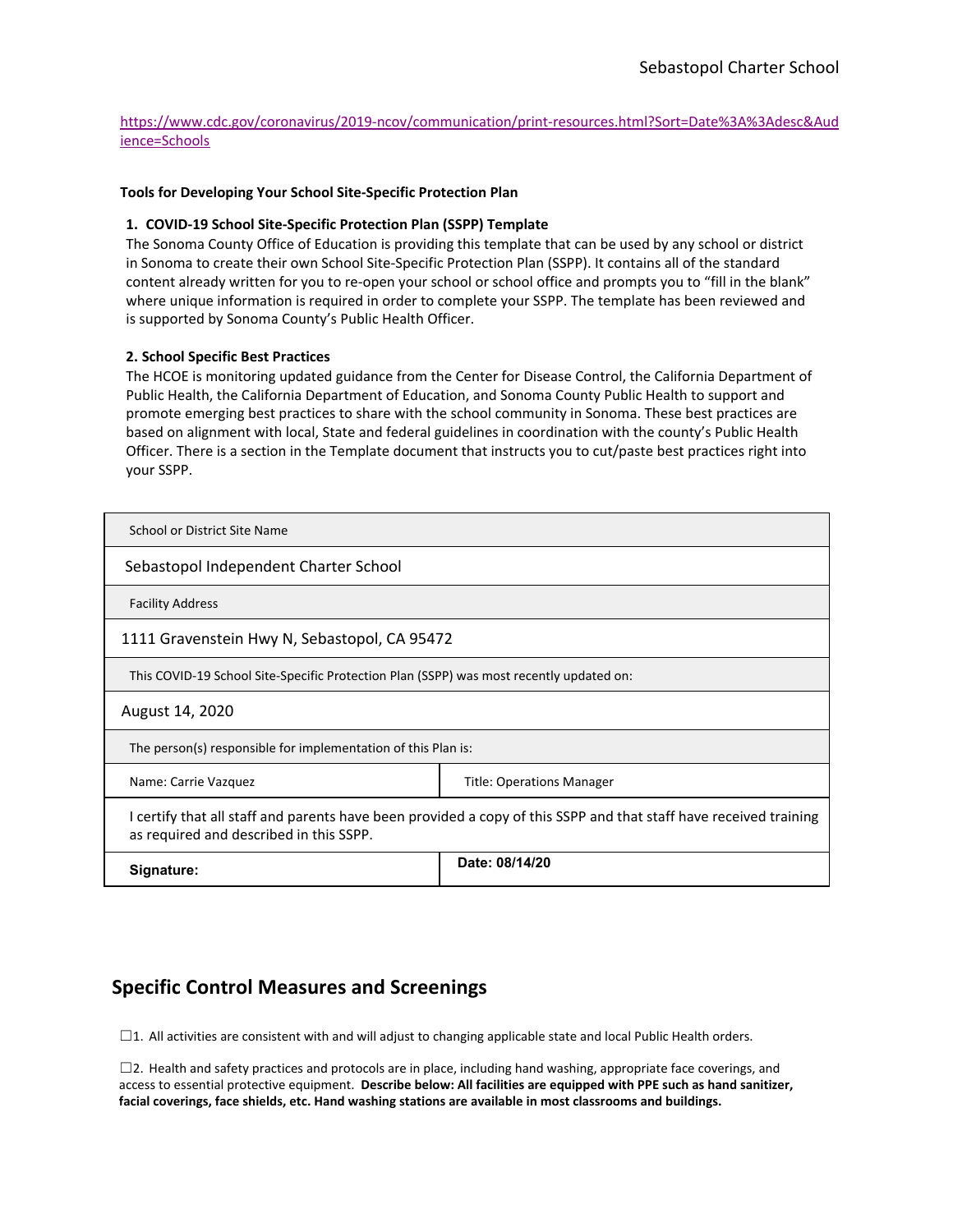https://www.cdc.gov/coronavirus/2019-ncov/communication/print-resources.html?Sort=Date%3A%3Adesc&Audience=Schools

**Tools for Developing Your School Site-Specific Protection Plan**

**1. COVID-19 School Site-Specific Protection Plan (SSPP) Template**
The Sonoma County Office of Education is providing this template that can be used by any school or district in Sonoma to create their own School Site-Specific Protection Plan (SSPP). It contains all of the standard content already written for you to re-open your school or school office and prompts you to "fill in the blank" where unique information is required in order to complete your SSPP. The template has been reviewed and is supported by Sonoma County's Public Health Officer.

**2. School Specific Best Practices**
The HCOE is monitoring updated guidance from the Center for Disease Control, the California Department of Public Health, the California Department of Education, and Sonoma County Public Health to support and promote emerging best practices to share with the school community in Sonoma. These best practices are based on alignment with local, State and federal guidelines in coordination with the county's Public Health Officer. There is a section in the Template document that instructs you to cut/paste best practices right into your SSPP.

| School or District Site Name | |
|---|---|
| Sebastopol Independent Charter School | |
| Facility Address | |
| 1111 Gravenstein Hwy N, Sebastopol, CA 95472 | |
| This COVID-19 School Site-Specific Protection Plan (SSPP) was most recently updated on: | |
| August 14, 2020 | |
| The person(s) responsible for implementation of this Plan is: | |
| Name: Carrie Vazquez | Title: Operations Manager |
| I certify that all staff and parents have been provided a copy of this SSPP and that staff have received training as required and described in this SSPP. | |
| **Signature:** | **Date: 08/14/20** |

## Specific Control Measures and Screenings

☐1. All activities are consistent with and will adjust to changing applicable state and local Public Health orders.

☐2. Health and safety practices and protocols are in place, including hand washing, appropriate face coverings, and access to essential protective equipment. **Describe below: All facilities are equipped with PPE such as hand sanitizer, facial coverings, face shields, etc. Hand washing stations are available in most classrooms and buildings.**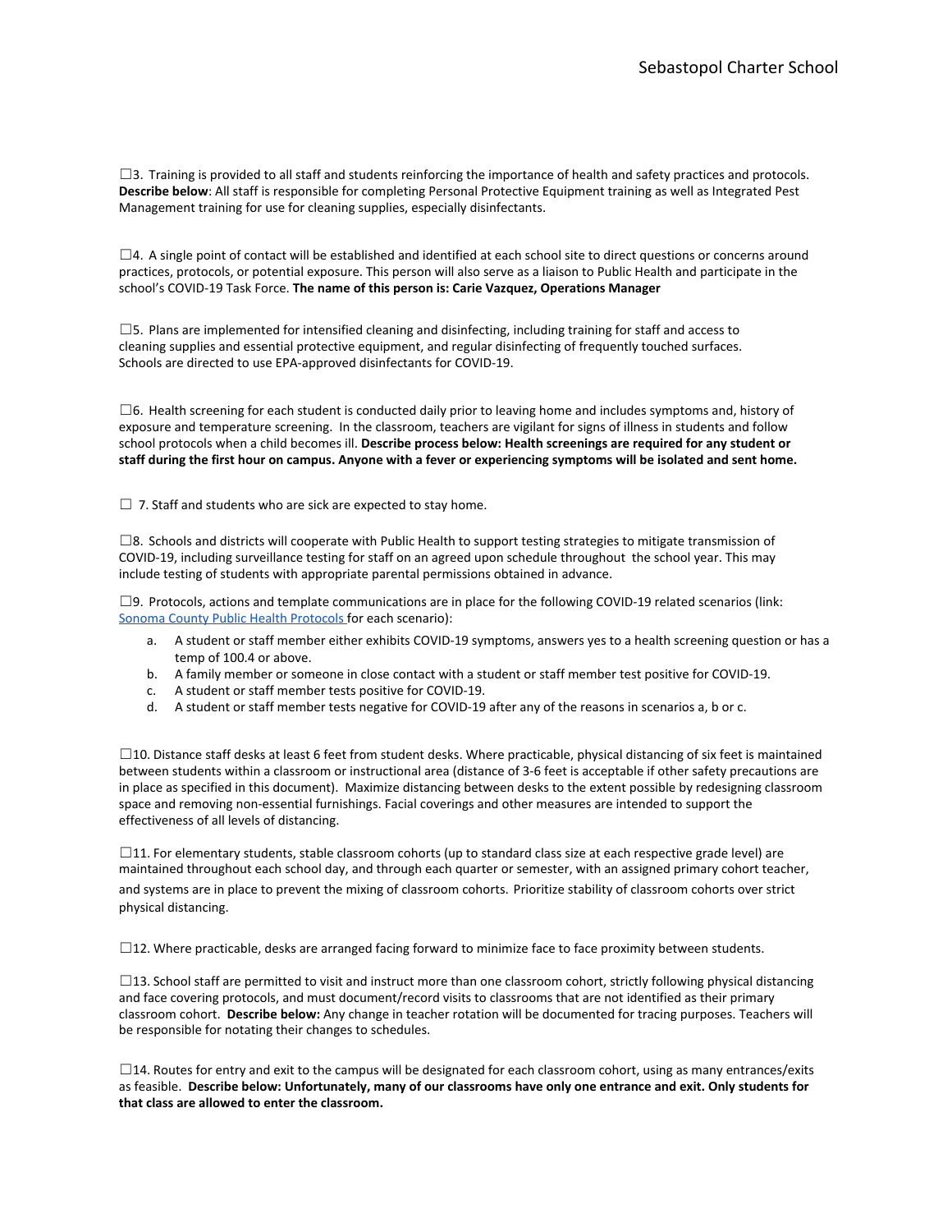☐3. Training is provided to all staff and students reinforcing the importance of health and safety practices and protocols. **Describe below**: All staff is responsible for completing Personal Protective Equipment training as well as Integrated Pest Management training for use for cleaning supplies, especially disinfectants.

☐4. A single point of contact will be established and identified at each school site to direct questions or concerns around practices, protocols, or potential exposure. This person will also serve as a liaison to Public Health and participate in the school's COVID-19 Task Force. **The name of this person is: Carie Vazquez, Operations Manager**

☐5. Plans are implemented for intensified cleaning and disinfecting, including training for staff and access to cleaning supplies and essential protective equipment, and regular disinfecting of frequently touched surfaces. Schools are directed to use EPA-approved disinfectants for COVID-19.

☐6. Health screening for each student is conducted daily prior to leaving home and includes symptoms and, history of exposure and temperature screening. In the classroom, teachers are vigilant for signs of illness in students and follow school protocols when a child becomes ill. **Describe process below: Health screenings are required for any student or staff during the first hour on campus. Anyone with a fever or experiencing symptoms will be isolated and sent home.**

☐ 7. Staff and students who are sick are expected to stay home.

☐8. Schools and districts will cooperate with Public Health to support testing strategies to mitigate transmission of COVID-19, including surveillance testing for staff on an agreed upon schedule throughout the school year. This may include testing of students with appropriate parental permissions obtained in advance.

☐9. Protocols, actions and template communications are in place for the following COVID-19 related scenarios (link: [Sonoma County Public Health Protocols](Sonoma County Public Health Protocols) for each scenario):

a. A student or staff member either exhibits COVID-19 symptoms, answers yes to a health screening question or has a temp of 100.4 or above.
b. A family member or someone in close contact with a student or staff member test positive for COVID-19.
c. A student or staff member tests positive for COVID-19.
d. A student or staff member tests negative for COVID-19 after any of the reasons in scenarios a, b or c.

☐10. Distance staff desks at least 6 feet from student desks. Where practicable, physical distancing of six feet is maintained between students within a classroom or instructional area (distance of 3-6 feet is acceptable if other safety precautions are in place as specified in this document). Maximize distancing between desks to the extent possible by redesigning classroom space and removing non-essential furnishings. Facial coverings and other measures are intended to support the effectiveness of all levels of distancing.

☐11. For elementary students, stable classroom cohorts (up to standard class size at each respective grade level) are maintained throughout each school day, and through each quarter or semester, with an assigned primary cohort teacher, and systems are in place to prevent the mixing of classroom cohorts. Prioritize stability of classroom cohorts over strict physical distancing.

☐12. Where practicable, desks are arranged facing forward to minimize face to face proximity between students.

☐13. School staff are permitted to visit and instruct more than one classroom cohort, strictly following physical distancing and face covering protocols, and must document/record visits to classrooms that are not identified as their primary classroom cohort. **Describe below:** Any change in teacher rotation will be documented for tracing purposes. Teachers will be responsible for notating their changes to schedules.

☐14. Routes for entry and exit to the campus will be designated for each classroom cohort, using as many entrances/exits as feasible. **Describe below: Unfortunately, many of our classrooms have only one entrance and exit. Only students for that class are allowed to enter the classroom.**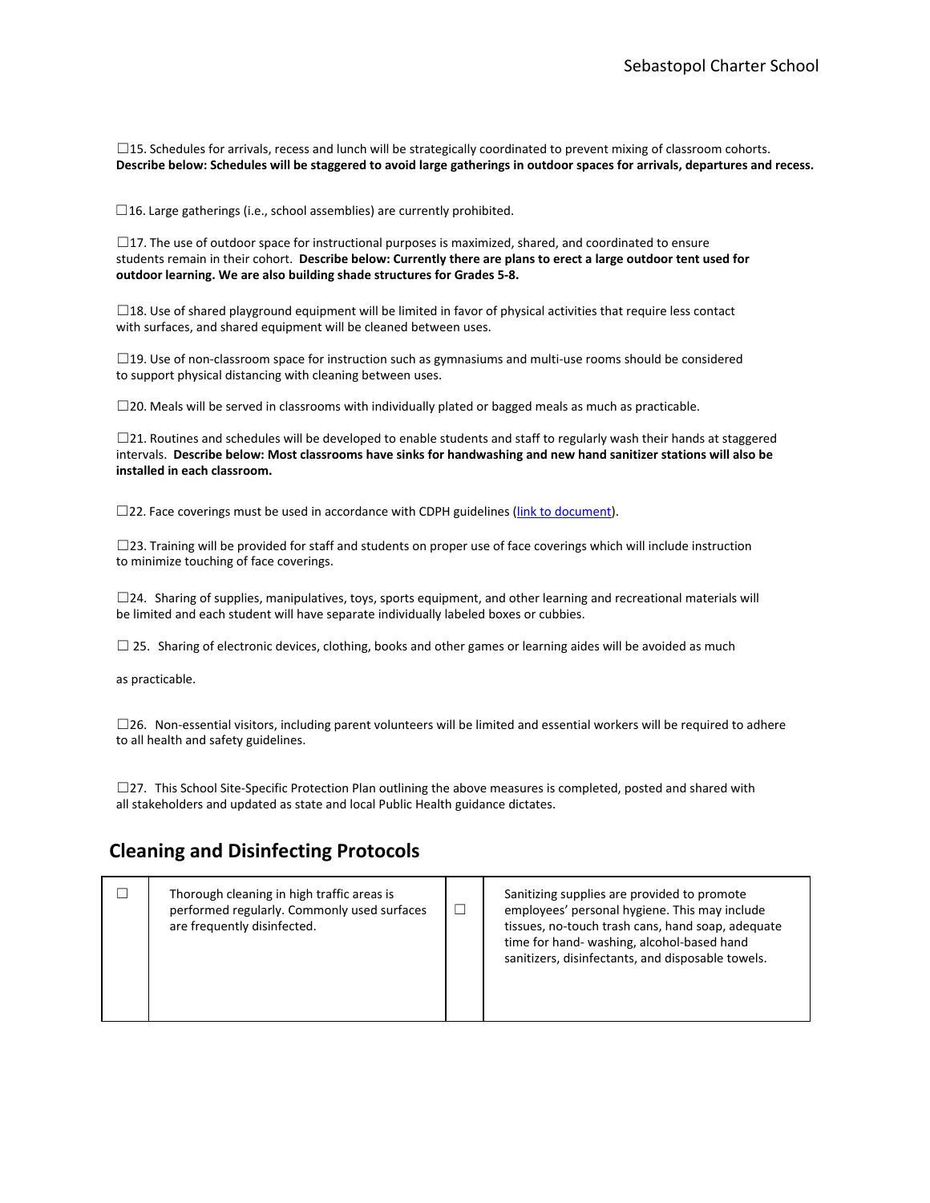☐15. Schedules for arrivals, recess and lunch will be strategically coordinated to prevent mixing of classroom cohorts. **Describe below: Schedules will be staggered to avoid large gatherings in outdoor spaces for arrivals, departures and recess.**

☐16. Large gatherings (i.e., school assemblies) are currently prohibited.

☐17. The use of outdoor space for instructional purposes is maximized, shared, and coordinated to ensure students remain in their cohort. **Describe below: Currently there are plans to erect a large outdoor tent used for outdoor learning. We are also building shade structures for Grades 5-8.**

☐18. Use of shared playground equipment will be limited in favor of physical activities that require less contact with surfaces, and shared equipment will be cleaned between uses.

☐19. Use of non-classroom space for instruction such as gymnasiums and multi-use rooms should be considered to support physical distancing with cleaning between uses.

☐20. Meals will be served in classrooms with individually plated or bagged meals as much as practicable.

☐21. Routines and schedules will be developed to enable students and staff to regularly wash their hands at staggered intervals. **Describe below: Most classrooms have sinks for handwashing and new hand sanitizer stations will also be installed in each classroom.**

☐22. Face coverings must be used in accordance with CDPH guidelines (link to document).

☐23. Training will be provided for staff and students on proper use of face coverings which will include instruction to minimize touching of face coverings.

☐24. Sharing of supplies, manipulatives, toys, sports equipment, and other learning and recreational materials will be limited and each student will have separate individually labeled boxes or cubbies.

☐ 25. Sharing of electronic devices, clothing, books and other games or learning aides will be avoided as much as practicable.

☐26. Non-essential visitors, including parent volunteers will be limited and essential workers will be required to adhere to all health and safety guidelines.

☐27. This School Site-Specific Protection Plan outlining the above measures is completed, posted and shared with all stakeholders and updated as state and local Public Health guidance dictates.

## Cleaning and Disinfecting Protocols

| | | | |
|---|---|---|---|
| ☐ | Thorough cleaning in high traffic areas is performed regularly. Commonly used surfaces are frequently disinfected. | ☐ | Sanitizing supplies are provided to promote employees' personal hygiene. This may include tissues, no-touch trash cans, hand soap, adequate time for hand- washing, alcohol-based hand sanitizers, disinfectants, and disposable towels. |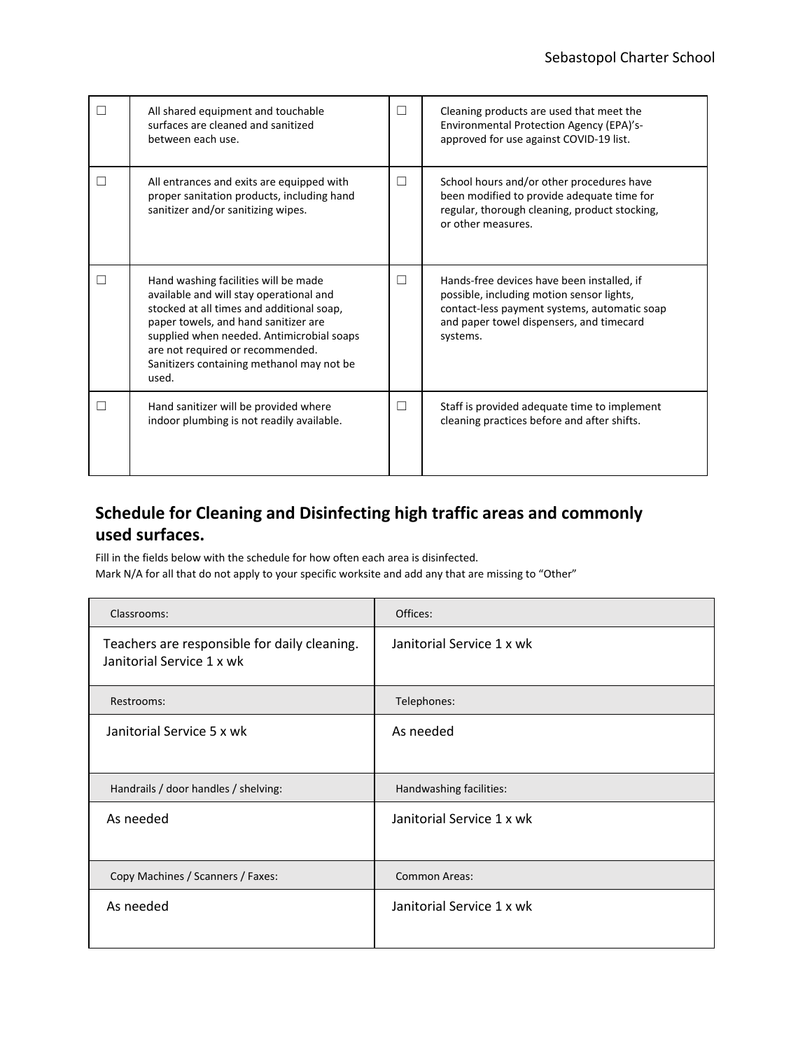| ☐ | All shared equipment and touchable surfaces are cleaned and sanitized between each use. | ☐ | Cleaning products are used that meet the Environmental Protection Agency (EPA)'s-approved for use against COVID-19 list. |
|---|---|---|---|
| ☐ | All entrances and exits are equipped with proper sanitation products, including hand sanitizer and/or sanitizing wipes. | ☐ | School hours and/or other procedures have been modified to provide adequate time for regular, thorough cleaning, product stocking, or other measures. |
| ☐ | Hand washing facilities will be made available and will stay operational and stocked at all times and additional soap, paper towels, and hand sanitizer are supplied when needed. Antimicrobial soaps are not required or recommended. Sanitizers containing methanol may not be used. | ☐ | Hands-free devices have been installed, if possible, including motion sensor lights, contact-less payment systems, automatic soap and paper towel dispensers, and timecard systems. |
| ☐ | Hand sanitizer will be provided where indoor plumbing is not readily available. | ☐ | Staff is provided adequate time to implement cleaning practices before and after shifts. |

## Schedule for Cleaning and Disinfecting high traffic areas and commonly used surfaces.

Fill in the fields below with the schedule for how often each area is disinfected.
Mark N/A for all that do not apply to your specific worksite and add any that are missing to "Other"

| Classrooms: | Offices: |
|---|---|
| Teachers are responsible for daily cleaning. Janitorial Service 1 x wk | Janitorial Service 1 x wk |
| Restrooms: | Telephones: |
| Janitorial Service 5 x wk | As needed |
| Handrails / door handles / shelving: | Handwashing facilities: |
| As needed | Janitorial Service 1 x wk |
| Copy Machines / Scanners / Faxes: | Common Areas: |
| As needed | Janitorial Service 1 x wk |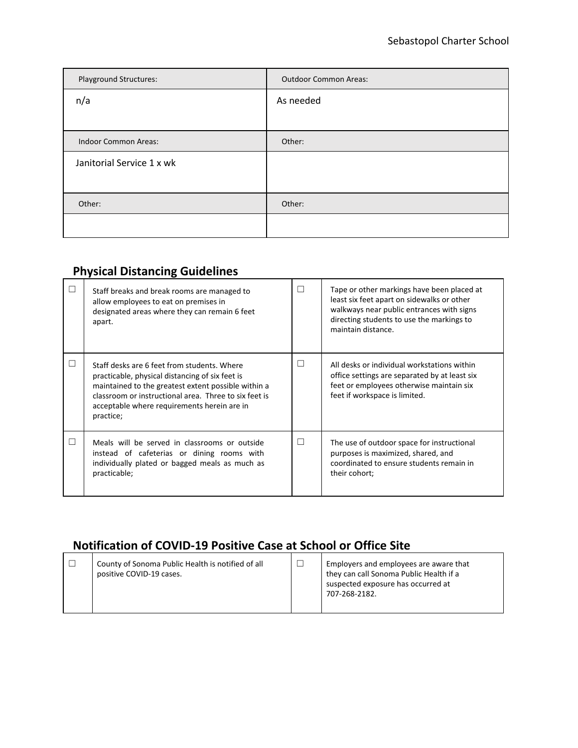| Playground Structures: | Outdoor Common Areas: |
|---|---|
| n/a | As needed |
| **Indoor Common Areas:** | **Other:** |
| Janitorial Service 1 x wk | |
| **Other:** | **Other:** |
| | |

## Physical Distancing Guidelines

| | | | |
|---|---|---|---|
| ☐ | Staff breaks and break rooms are managed to allow employees to eat on premises in designated areas where they can remain 6 feet apart. | ☐ | Tape or other markings have been placed at least six feet apart on sidewalks or other walkways near public entrances with signs directing students to use the markings to maintain distance. |
| ☐ | Staff desks are 6 feet from students. Where practicable, physical distancing of six feet is maintained to the greatest extent possible within a classroom or instructional area. Three to six feet is acceptable where requirements herein are in practice; | ☐ | All desks or individual workstations within office settings are separated by at least six feet or employees otherwise maintain six feet if workspace is limited. |
| ☐ | Meals will be served in classrooms or outside instead of cafeterias or dining rooms with individually plated or bagged meals as much as practicable; | ☐ | The use of outdoor space for instructional purposes is maximized, shared, and coordinated to ensure students remain in their cohort; |

## Notification of COVID-19 Positive Case at School or Office Site

| | | | |
|---|---|---|---|
| ☐ | County of Sonoma Public Health is notified of all positive COVID-19 cases. | ☐ | Employers and employees are aware that they can call Sonoma Public Health if a suspected exposure has occurred at 707-268-2182. |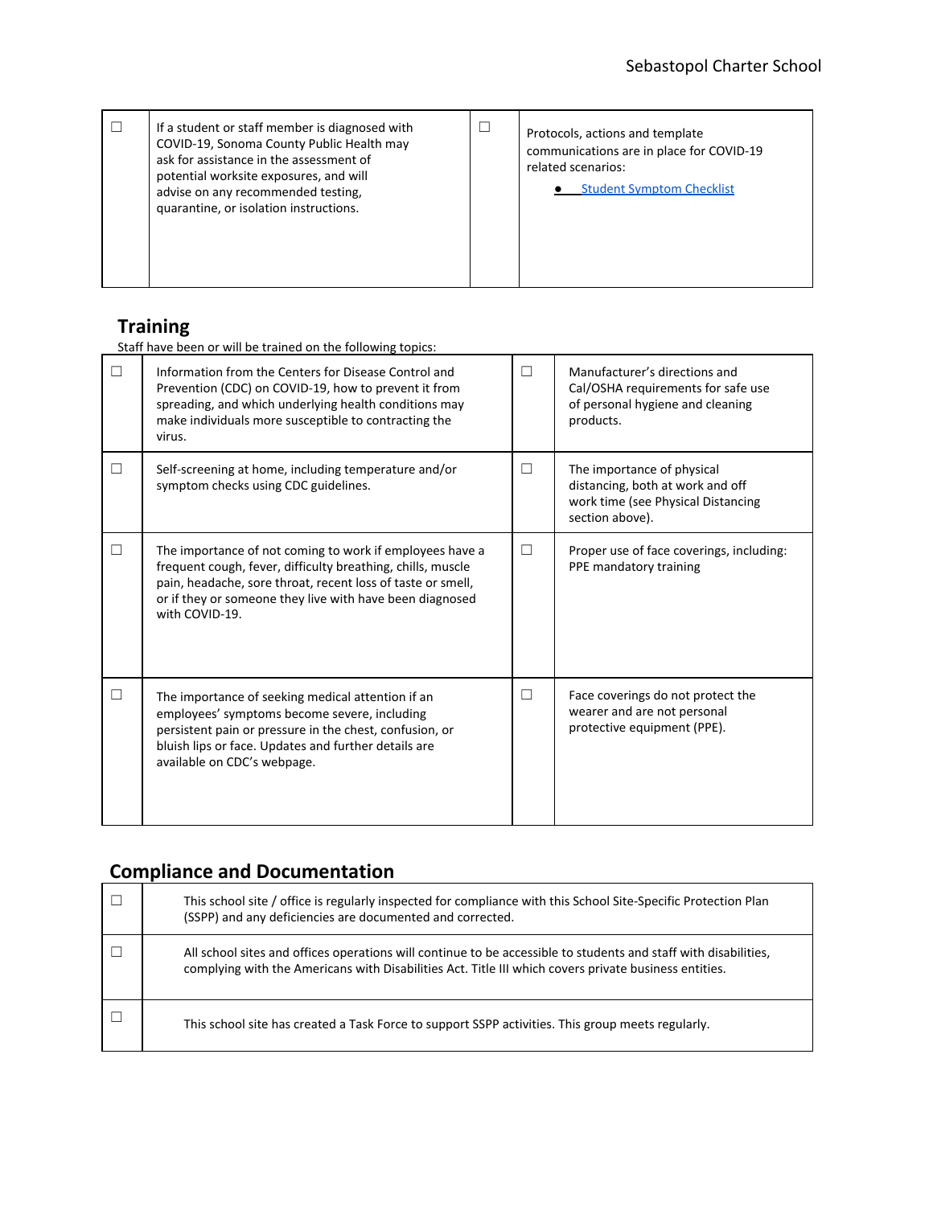| | | | |
|---|---|---|---|
| ☐ | If a student or staff member is diagnosed with COVID-19, Sonoma County Public Health may ask for assistance in the assessment of potential worksite exposures, and will advise on any recommended testing, quarantine, or isolation instructions. | ☐ | Protocols, actions and template communications are in place for COVID-19 related scenarios:<br>• Student Symptom Checklist |

## Training

Staff have been or will be trained on the following topics:

| | | | |
|---|---|---|---|
| ☐ | Information from the Centers for Disease Control and Prevention (CDC) on COVID-19, how to prevent it from spreading, and which underlying health conditions may make individuals more susceptible to contracting the virus. | ☐ | Manufacturer's directions and Cal/OSHA requirements for safe use of personal hygiene and cleaning products. |
| ☐ | Self-screening at home, including temperature and/or symptom checks using CDC guidelines. | ☐ | The importance of physical distancing, both at work and off work time (see Physical Distancing section above). |
| ☐ | The importance of not coming to work if employees have a frequent cough, fever, difficulty breathing, chills, muscle pain, headache, sore throat, recent loss of taste or smell, or if they or someone they live with have been diagnosed with COVID-19. | ☐ | Proper use of face coverings, including: PPE mandatory training |
| ☐ | The importance of seeking medical attention if an employees' symptoms become severe, including persistent pain or pressure in the chest, confusion, or bluish lips or face. Updates and further details are available on CDC's webpage. | ☐ | Face coverings do not protect the wearer and are not personal protective equipment (PPE). |

## Compliance and Documentation

| | |
|---|---|
| ☐ | This school site / office is regularly inspected for compliance with this School Site-Specific Protection Plan (SSPP) and any deficiencies are documented and corrected. |
| ☐ | All school sites and offices operations will continue to be accessible to students and staff with disabilities, complying with the Americans with Disabilities Act. Title III which covers private business entities. |
| ☐ | This school site has created a Task Force to support SSPP activities. This group meets regularly. |